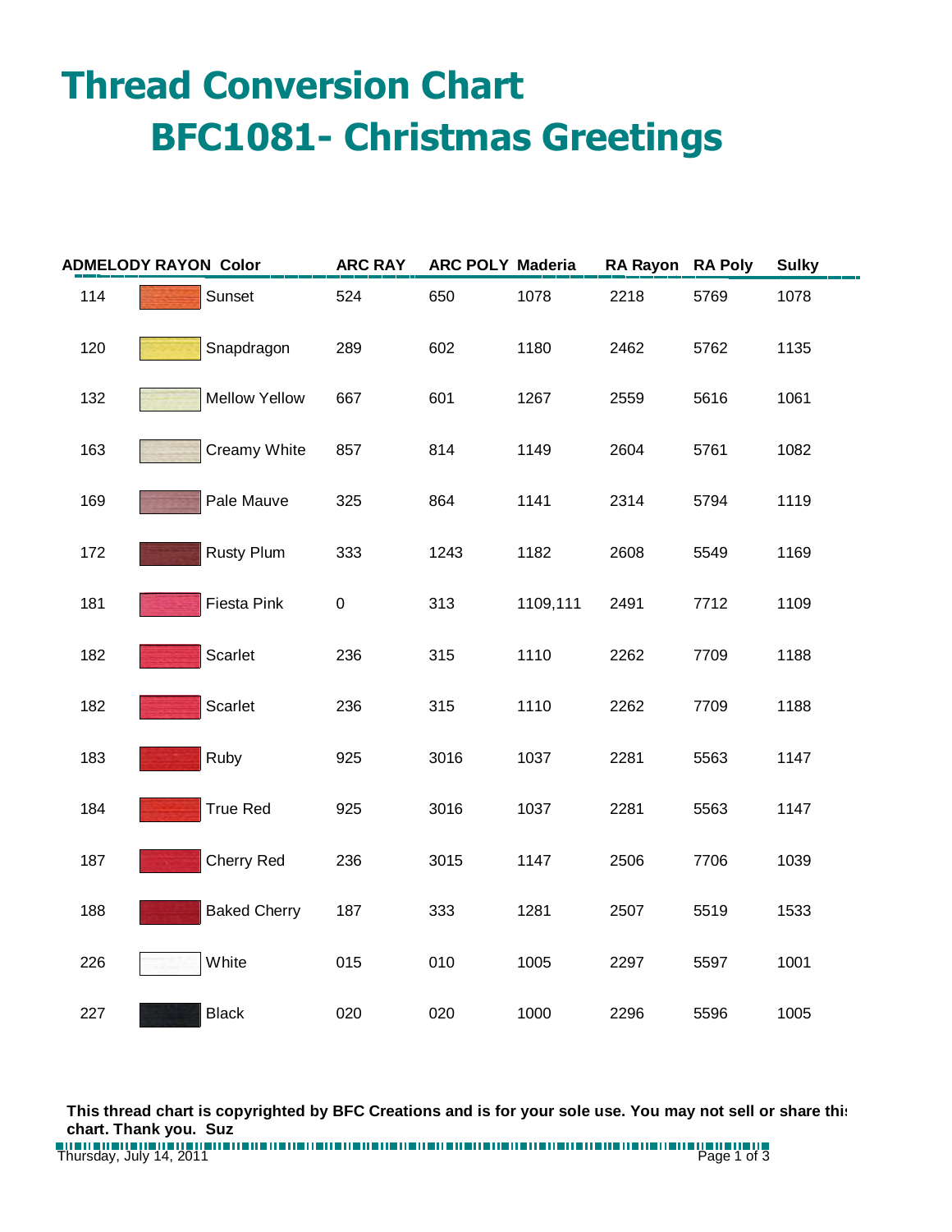# Thread Conversion Chart

## BFC1081- Christmas Greetings

| ADMELODY RAYON | | Color | ARC RAY | ARC POLY | Maderia | RA Rayon | RA Poly | Sulky |
|---|---|---|---|---|---|---|---|---|
| 114 | | Sunset | 524 | 650 | 1078 | 2218 | 5769 | 1078 |
| 120 | | Snapdragon | 289 | 602 | 1180 | 2462 | 5762 | 1135 |
| 132 | | Mellow Yellow | 667 | 601 | 1267 | 2559 | 5616 | 1061 |
| 163 | | Creamy White | 857 | 814 | 1149 | 2604 | 5761 | 1082 |
| 169 | | Pale Mauve | 325 | 864 | 1141 | 2314 | 5794 | 1119 |
| 172 | | Rusty Plum | 333 | 1243 | 1182 | 2608 | 5549 | 1169 |
| 181 | | Fiesta Pink | 0 | 313 | 1109,111 | 2491 | 7712 | 1109 |
| 182 | | Scarlet | 236 | 315 | 1110 | 2262 | 7709 | 1188 |
| 182 | | Scarlet | 236 | 315 | 1110 | 2262 | 7709 | 1188 |
| 183 | | Ruby | 925 | 3016 | 1037 | 2281 | 5563 | 1147 |
| 184 | | True Red | 925 | 3016 | 1037 | 2281 | 5563 | 1147 |
| 187 | | Cherry Red | 236 | 3015 | 1147 | 2506 | 7706 | 1039 |
| 188 | | Baked Cherry | 187 | 333 | 1281 | 2507 | 5519 | 1533 |
| 226 | | White | 015 | 010 | 1005 | 2297 | 5597 | 1001 |
| 227 | | Black | 020 | 020 | 1000 | 2296 | 5596 | 1005 |

**This thread chart is copyrighted by BFC Creations and is for your sole use. You may not sell or share this chart. Thank you. Suz**

Thursday, July 14, 2011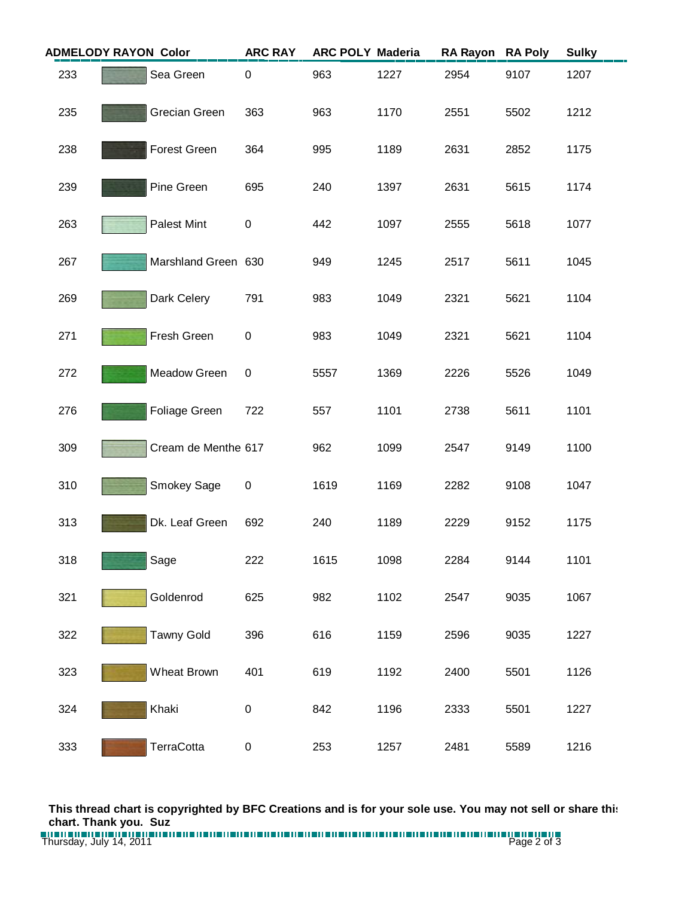| ADMELODY RAYON | Color | ARC RAY | ARC POLY | Maderia | RA Rayon | RA Poly | Sulky |
|---|---|---|---|---|---|---|---|
| 233 | Sea Green | 0 | 963 | 1227 | 2954 | 9107 | 1207 |
| 235 | Grecian Green | 363 | 963 | 1170 | 2551 | 5502 | 1212 |
| 238 | Forest Green | 364 | 995 | 1189 | 2631 | 2852 | 1175 |
| 239 | Pine Green | 695 | 240 | 1397 | 2631 | 5615 | 1174 |
| 263 | Palest Mint | 0 | 442 | 1097 | 2555 | 5618 | 1077 |
| 267 | Marshland Green | 630 | 949 | 1245 | 2517 | 5611 | 1045 |
| 269 | Dark Celery | 791 | 983 | 1049 | 2321 | 5621 | 1104 |
| 271 | Fresh Green | 0 | 983 | 1049 | 2321 | 5621 | 1104 |
| 272 | Meadow Green | 0 | 5557 | 1369 | 2226 | 5526 | 1049 |
| 276 | Foliage Green | 722 | 557 | 1101 | 2738 | 5611 | 1101 |
| 309 | Cream de Menthe | 617 | 962 | 1099 | 2547 | 9149 | 1100 |
| 310 | Smokey Sage | 0 | 1619 | 1169 | 2282 | 9108 | 1047 |
| 313 | Dk. Leaf Green | 692 | 240 | 1189 | 2229 | 9152 | 1175 |
| 318 | Sage | 222 | 1615 | 1098 | 2284 | 9144 | 1101 |
| 321 | Goldenrod | 625 | 982 | 1102 | 2547 | 9035 | 1067 |
| 322 | Tawny Gold | 396 | 616 | 1159 | 2596 | 9035 | 1227 |
| 323 | Wheat Brown | 401 | 619 | 1192 | 2400 | 5501 | 1126 |
| 324 | Khaki | 0 | 842 | 1196 | 2333 | 5501 | 1227 |
| 333 | TerraCotta | 0 | 253 | 1257 | 2481 | 5589 | 1216 |

**This thread chart is copyrighted by BFC Creations and is for your sole use. You may not sell or share this chart. Thank you. Suz**

Thursday, July 14, 2011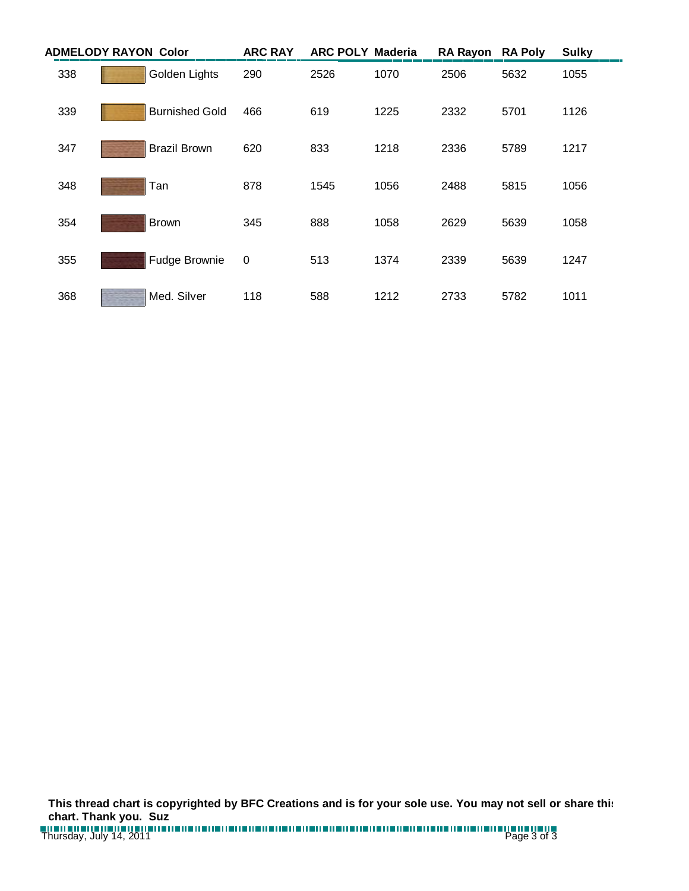| ADMELODY RAYON | Color | | ARC RAY | ARC POLY | Maderia | RA Rayon | RA Poly | Sulky |
|---|---|---|---|---|---|---|---|---|
| 338 | | Golden Lights | 290 | 2526 | 1070 | 2506 | 5632 | 1055 |
| 339 | | Burnished Gold | 466 | 619 | 1225 | 2332 | 5701 | 1126 |
| 347 | | Brazil Brown | 620 | 833 | 1218 | 2336 | 5789 | 1217 |
| 348 | | Tan | 878 | 1545 | 1056 | 2488 | 5815 | 1056 |
| 354 | | Brown | 345 | 888 | 1058 | 2629 | 5639 | 1058 |
| 355 | | Fudge Brownie | 0 | 513 | 1374 | 2339 | 5639 | 1247 |
| 368 | | Med. Silver | 118 | 588 | 1212 | 2733 | 5782 | 1011 |

**This thread chart is copyrighted by BFC Creations and is for your sole use. You may not sell or share this chart. Thank you. Suz**

Thursday, July 14, 2011